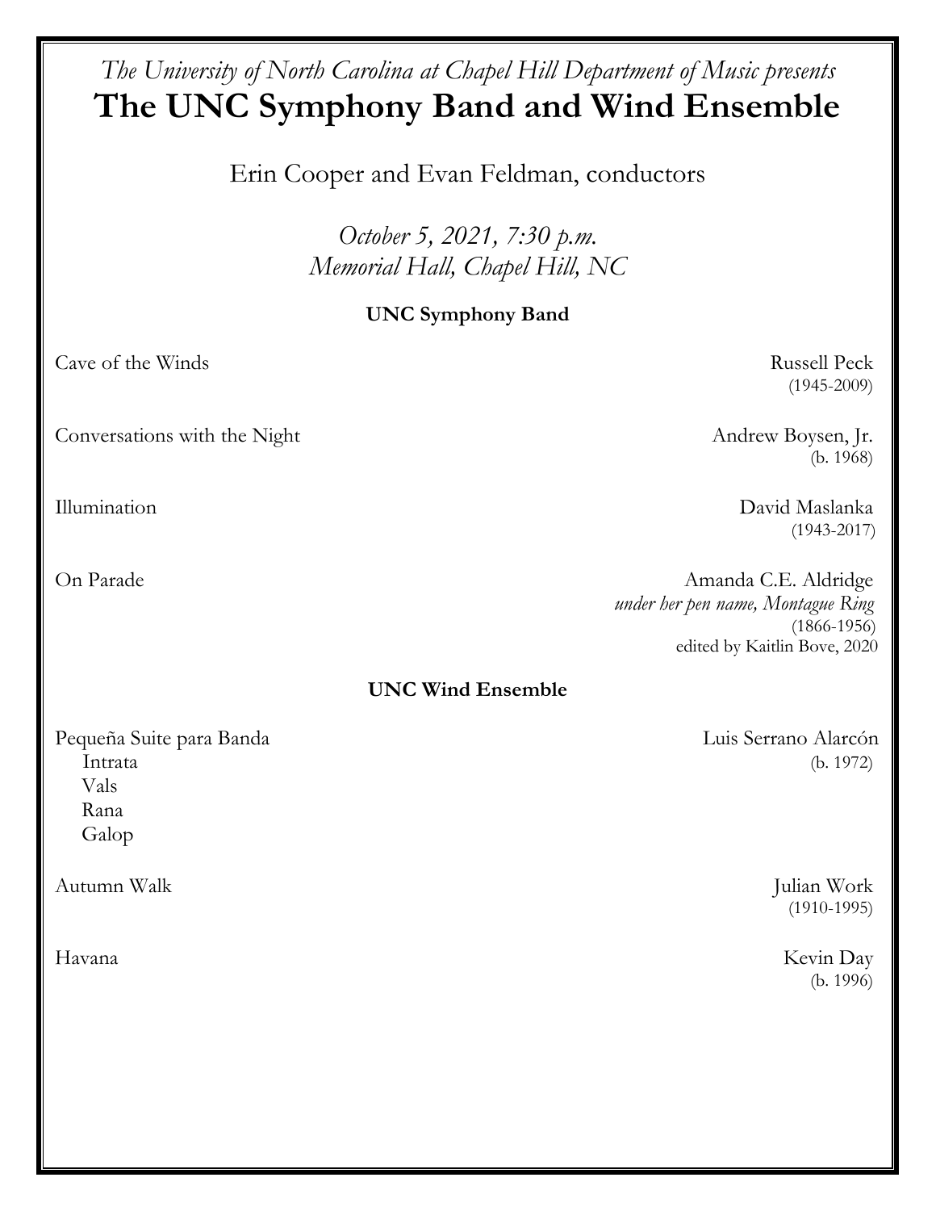*The University of North Carolina at Chapel Hill Department of Music presents*

# The UNC Symphony Band and Wind Ensemble

Erin Cooper and Evan Feldman, conductors

*October 5, 2021, 7:30 p.m.*
*Memorial Hall, Chapel Hill, NC*

**UNC Symphony Band**

Cave of the Winds — Russell Peck (1945-2009)

Conversations with the Night — Andrew Boysen, Jr. (b. 1968)

Illumination — David Maslanka (1943-2017)

On Parade — Amanda C.E. Aldridge *under her pen name, Montague Ring* (1866-1956), edited by Kaitlin Bove, 2020

**UNC Wind Ensemble**

Pequeña Suite para Banda — Luis Serrano Alarcón (b. 1972)
- Intrata
- Vals
- Rana
- Galop

Autumn Walk — Julian Work (1910-1995)

Havana — Kevin Day (b. 1996)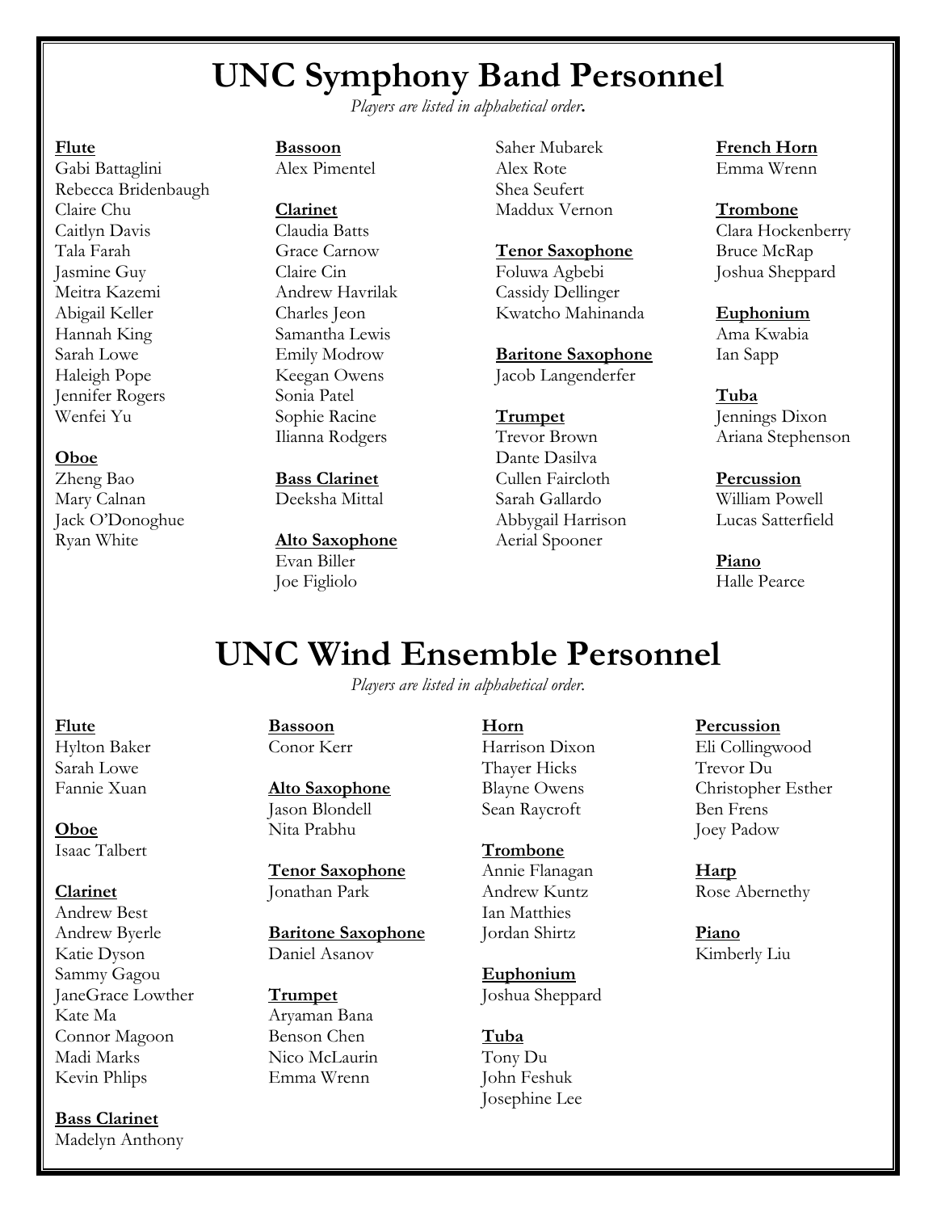# UNC Symphony Band Personnel

*Players are listed in alphabetical order.*

**Flute**
Gabi Battaglini
Rebecca Bridenbaugh
Claire Chu
Caitlyn Davis
Tala Farah
Jasmine Guy
Meitra Kazemi
Abigail Keller
Hannah King
Sarah Lowe
Haleigh Pope
Jennifer Rogers
Wenfei Yu

**Oboe**
Zheng Bao
Mary Calnan
Jack O'Donoghue
Ryan White

**Bassoon**
Alex Pimentel

**Clarinet**
Claudia Batts
Grace Carnow
Claire Cin
Andrew Havrilak
Charles Jeon
Samantha Lewis
Emily Modrow
Keegan Owens
Sonia Patel
Sophie Racine
Ilianna Rodgers

**Bass Clarinet**
Deeksha Mittal

**Alto Saxophone**
Evan Biller
Joe Figliolo
Saher Mubarek
Alex Rote
Shea Seufert
Maddux Vernon

**Tenor Saxophone**
Foluwa Agbebi
Cassidy Dellinger
Kwatcho Mahinanda

**Baritone Saxophone**
Jacob Langenderfer

**Trumpet**
Trevor Brown
Dante Dasilva
Cullen Faircloth
Sarah Gallardo
Abbygail Harrison
Aerial Spooner

**French Horn**
Emma Wrenn

**Trombone**
Clara Hockenberry
Bruce McRap
Joshua Sheppard

**Euphonium**
Ama Kwabia
Ian Sapp

**Tuba**
Jennings Dixon
Ariana Stephenson

**Percussion**
William Powell
Lucas Satterfield

**Piano**
Halle Pearce

# UNC Wind Ensemble Personnel

*Players are listed in alphabetical order.*

**Flute**
Hylton Baker
Sarah Lowe
Fannie Xuan

**Oboe**
Isaac Talbert

**Clarinet**
Andrew Best
Andrew Byerle
Katie Dyson
Sammy Gagou
JaneGrace Lowther
Kate Ma
Connor Magoon
Madi Marks
Kevin Phlips

**Bass Clarinet**
Madelyn Anthony

**Bassoon**
Conor Kerr

**Alto Saxophone**
Jason Blondell
Nita Prabhu

**Tenor Saxophone**
Jonathan Park

**Baritone Saxophone**
Daniel Asanov

**Trumpet**
Aryaman Bana
Benson Chen
Nico McLaurin
Emma Wrenn

**Horn**
Harrison Dixon
Thayer Hicks
Blayne Owens
Sean Raycroft

**Trombone**
Annie Flanagan
Andrew Kuntz
Ian Matthies
Jordan Shirtz

**Euphonium**
Joshua Sheppard

**Tuba**
Tony Du
John Feshuk
Josephine Lee

**Percussion**
Eli Collingwood
Trevor Du
Christopher Esther
Ben Frens
Joey Padow

**Harp**
Rose Abernethy

**Piano**
Kimberly Liu